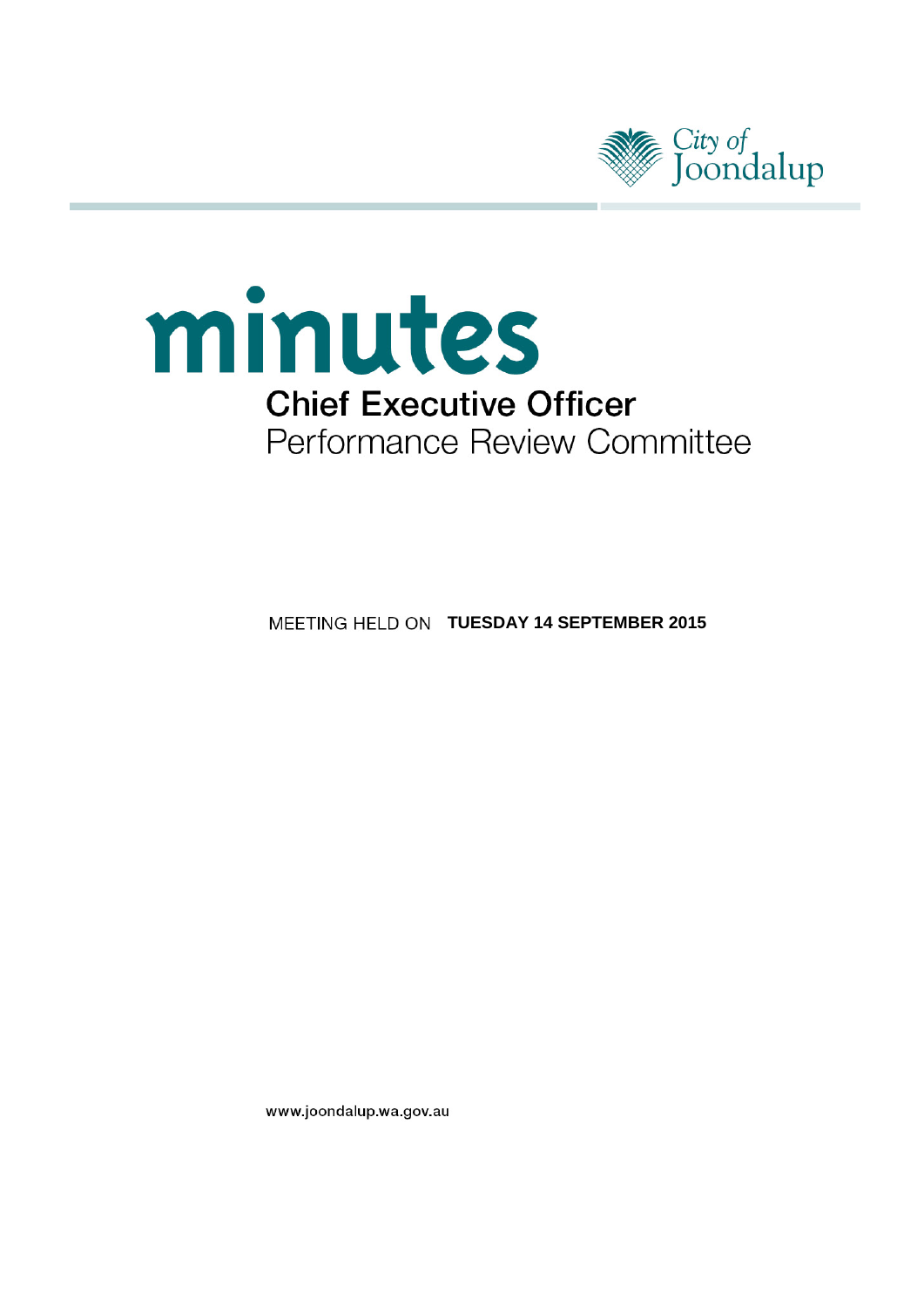City of Joondalup

# minutes

## Chief Executive Officer
## Performance Review Committee

MEETING HELD ON **TUESDAY 14 SEPTEMBER 2015**

www.joondalup.wa.gov.au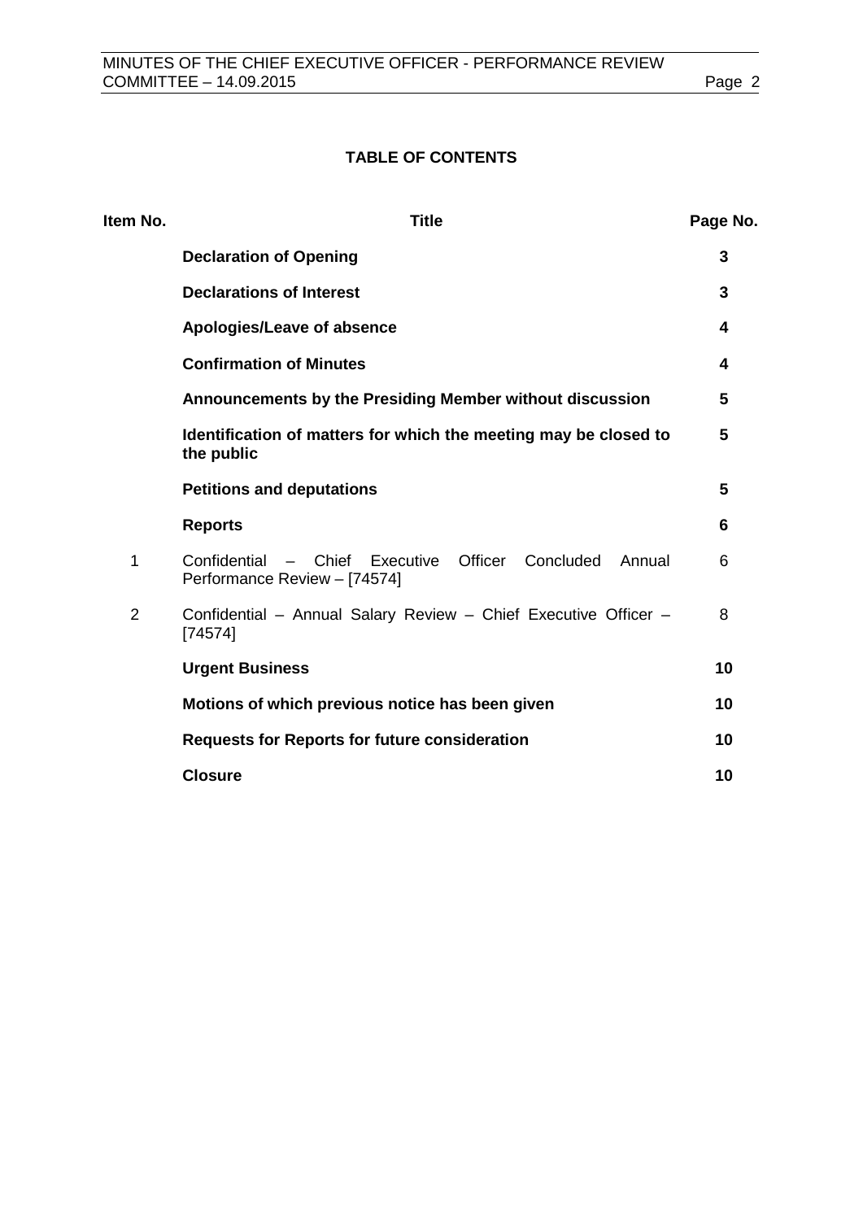**TABLE OF CONTENTS**

| Item No. | Title | Page No. |
|---|---|---|
| | **Declaration of Opening** | **3** |
| | **Declarations of Interest** | **3** |
| | **Apologies/Leave of absence** | **4** |
| | **Confirmation of Minutes** | **4** |
| | **Announcements by the Presiding Member without discussion** | **5** |
| | **Identification of matters for which the meeting may be closed to the public** | **5** |
| | **Petitions and deputations** | **5** |
| | **Reports** | **6** |
| 1 | Confidential – Chief Executive Officer Concluded Annual Performance Review – [74574] | 6 |
| 2 | Confidential – Annual Salary Review – Chief Executive Officer – [74574] | 8 |
| | **Urgent Business** | **10** |
| | **Motions of which previous notice has been given** | **10** |
| | **Requests for Reports for future consideration** | **10** |
| | **Closure** | **10** |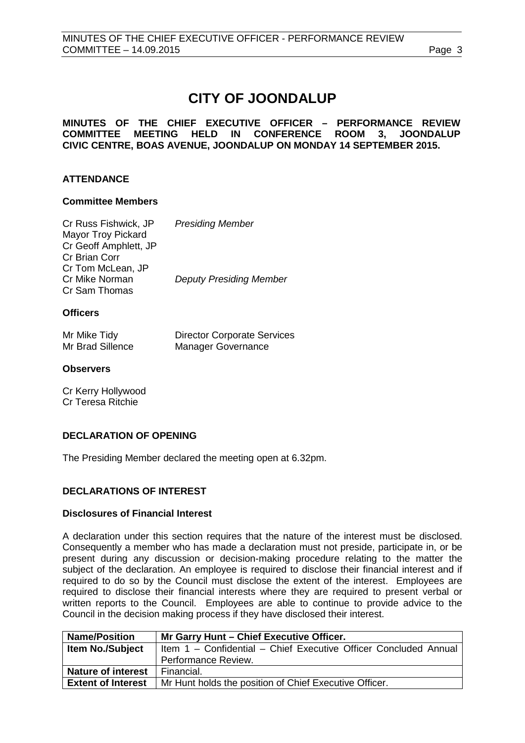# CITY OF JOONDALUP

**MINUTES OF THE CHIEF EXECUTIVE OFFICER – PERFORMANCE REVIEW COMMITTEE MEETING HELD IN CONFERENCE ROOM 3, JOONDALUP CIVIC CENTRE, BOAS AVENUE, JOONDALUP ON MONDAY 14 SEPTEMBER 2015.**

## ATTENDANCE

### Committee Members

| | |
|---|---|
| Cr Russ Fishwick, JP | *Presiding Member* |
| Mayor Troy Pickard | |
| Cr Geoff Amphlett, JP | |
| Cr Brian Corr | |
| Cr Tom McLean, JP | |
| Cr Mike Norman | *Deputy Presiding Member* |
| Cr Sam Thomas | |

### Officers

| | |
|---|---|
| Mr Mike Tidy | Director Corporate Services |
| Mr Brad Sillence | Manager Governance |

### Observers

Cr Kerry Hollywood
Cr Teresa Ritchie

## DECLARATION OF OPENING

The Presiding Member declared the meeting open at 6.32pm.

## DECLARATIONS OF INTEREST

### Disclosures of Financial Interest

A declaration under this section requires that the nature of the interest must be disclosed. Consequently a member who has made a declaration must not preside, participate in, or be present during any discussion or decision-making procedure relating to the matter the subject of the declaration. An employee is required to disclose their financial interest and if required to do so by the Council must disclose the extent of the interest. Employees are required to disclose their financial interests where they are required to present verbal or written reports to the Council. Employees are able to continue to provide advice to the Council in the decision making process if they have disclosed their interest.

| **Name/Position** | **Mr Garry Hunt – Chief Executive Officer.** |
|---|---|
| **Item No./Subject** | Item 1 – Confidential – Chief Executive Officer Concluded Annual Performance Review. |
| **Nature of interest** | Financial. |
| **Extent of Interest** | Mr Hunt holds the position of Chief Executive Officer. |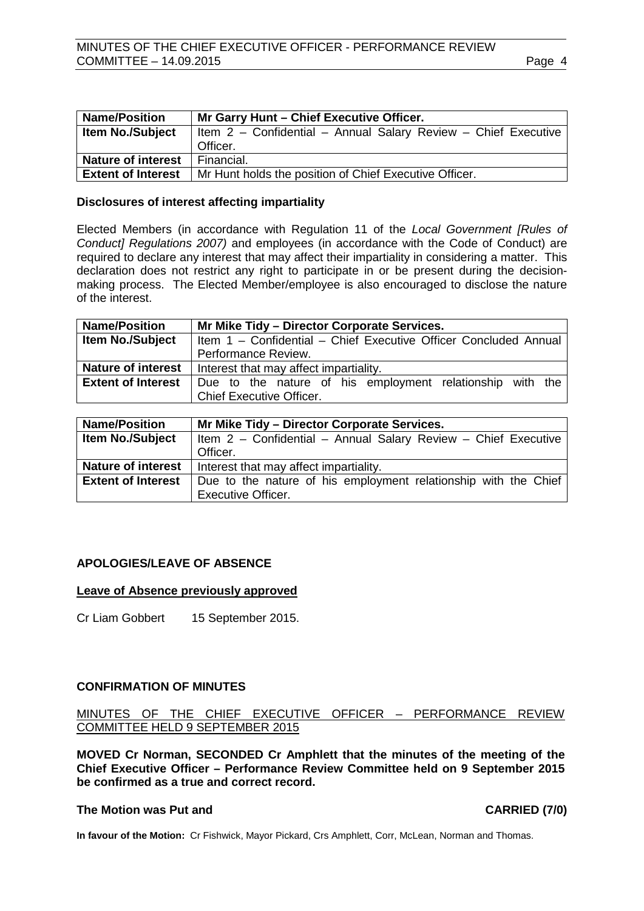| Name/Position | Mr Garry Hunt – Chief Executive Officer. |
|---|---|
| Item No./Subject | Item 2 – Confidential – Annual Salary Review – Chief Executive Officer. |
| Nature of interest | Financial. |
| Extent of Interest | Mr Hunt holds the position of Chief Executive Officer. |

**Disclosures of interest affecting impartiality**

Elected Members (in accordance with Regulation 11 of the *Local Government [Rules of Conduct] Regulations 2007)* and employees (in accordance with the Code of Conduct) are required to declare any interest that may affect their impartiality in considering a matter. This declaration does not restrict any right to participate in or be present during the decision-making process. The Elected Member/employee is also encouraged to disclose the nature of the interest.

| Name/Position | Mr Mike Tidy – Director Corporate Services. |
|---|---|
| Item No./Subject | Item 1 – Confidential – Chief Executive Officer Concluded Annual Performance Review. |
| Nature of interest | Interest that may affect impartiality. |
| Extent of Interest | Due to the nature of his employment relationship with the Chief Executive Officer. |

| Name/Position | Mr Mike Tidy – Director Corporate Services. |
|---|---|
| Item No./Subject | Item 2 – Confidential – Annual Salary Review – Chief Executive Officer. |
| Nature of interest | Interest that may affect impartiality. |
| Extent of Interest | Due to the nature of his employment relationship with the Chief Executive Officer. |

**APOLOGIES/LEAVE OF ABSENCE**

**Leave of Absence previously approved**

Cr Liam Gobbert 15 September 2015.

**CONFIRMATION OF MINUTES**

MINUTES OF THE CHIEF EXECUTIVE OFFICER – PERFORMANCE REVIEW COMMITTEE HELD 9 SEPTEMBER 2015

**MOVED Cr Norman, SECONDED Cr Amphlett that the minutes of the meeting of the Chief Executive Officer – Performance Review Committee held on 9 September 2015 be confirmed as a true and correct record.**

**The Motion was Put and CARRIED (7/0)**

**In favour of the Motion:** Cr Fishwick, Mayor Pickard, Crs Amphlett, Corr, McLean, Norman and Thomas.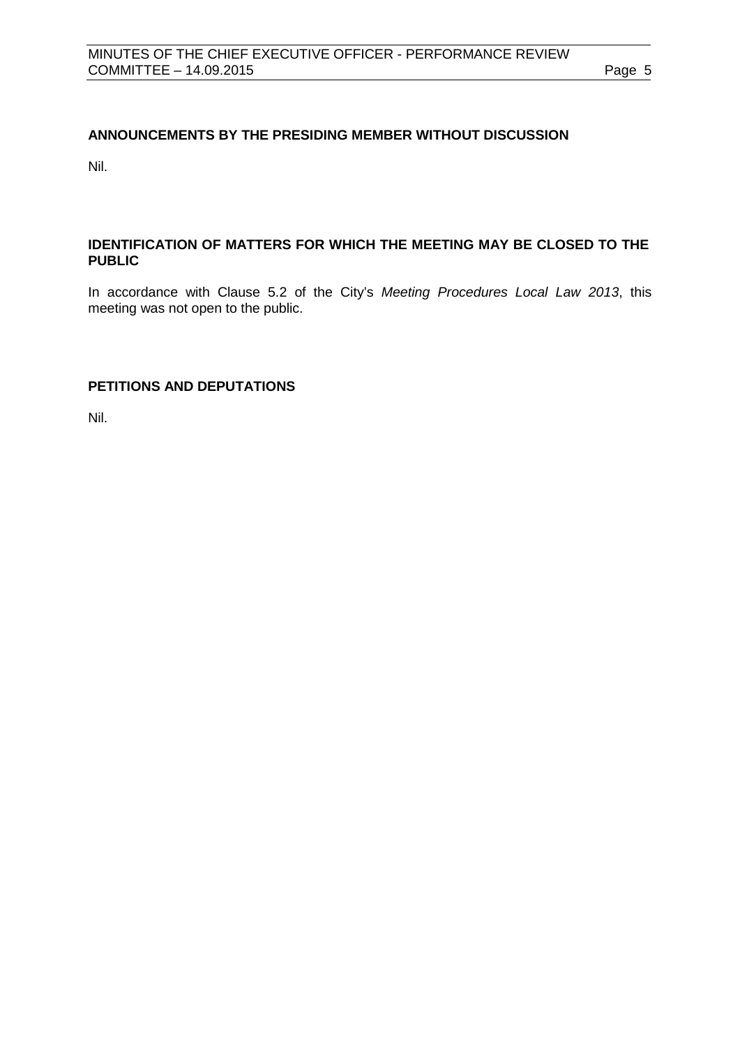## ANNOUNCEMENTS BY THE PRESIDING MEMBER WITHOUT DISCUSSION

Nil.

## IDENTIFICATION OF MATTERS FOR WHICH THE MEETING MAY BE CLOSED TO THE PUBLIC

In accordance with Clause 5.2 of the City's *Meeting Procedures Local Law 2013*, this meeting was not open to the public.

## PETITIONS AND DEPUTATIONS

Nil.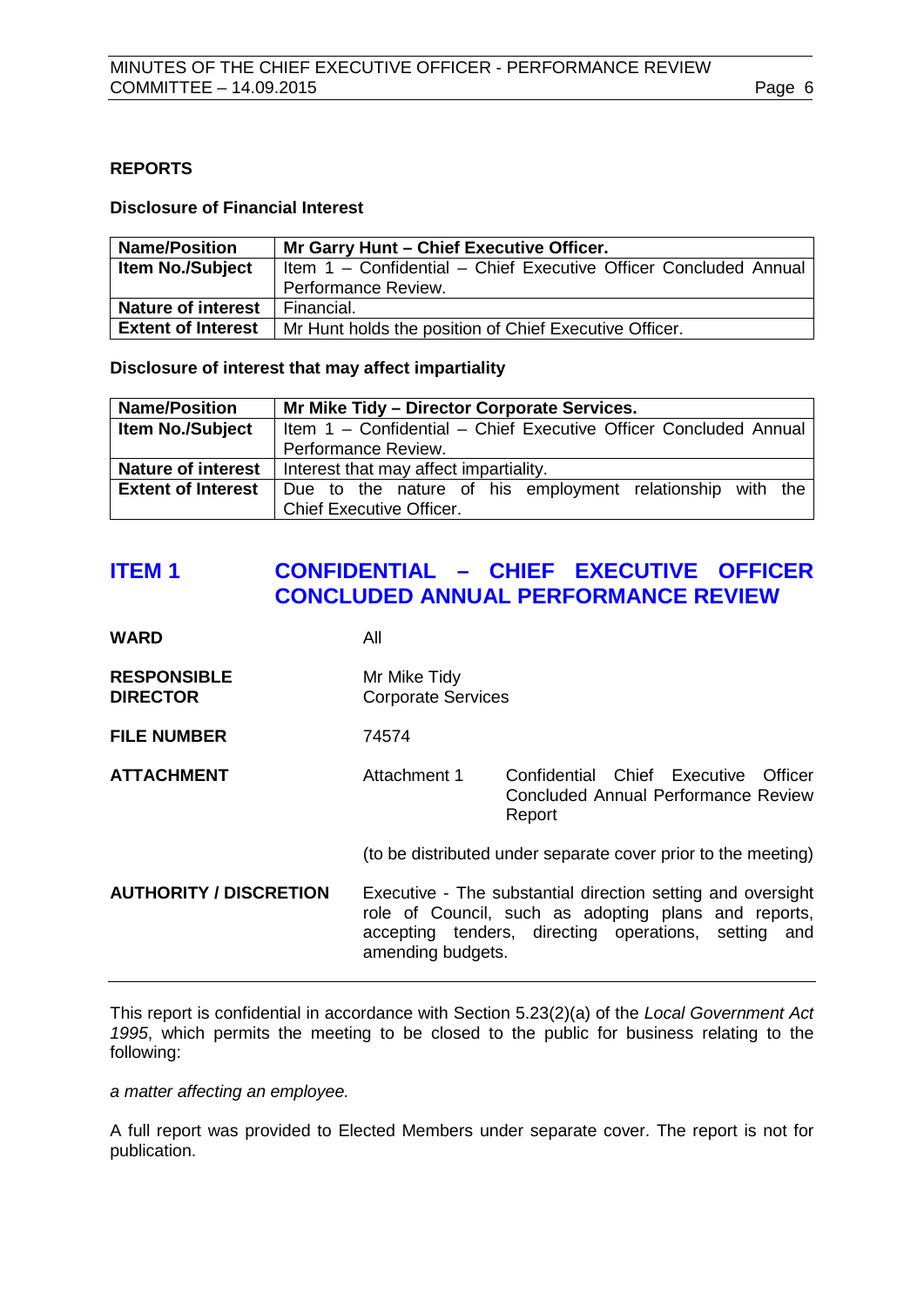## REPORTS

### Disclosure of Financial Interest

| Name/Position | Mr Garry Hunt – Chief Executive Officer. |
|---|---|
| Item No./Subject | Item 1 – Confidential – Chief Executive Officer Concluded Annual Performance Review. |
| Nature of interest | Financial. |
| Extent of Interest | Mr Hunt holds the position of Chief Executive Officer. |

### Disclosure of interest that may affect impartiality

| Name/Position | Mr Mike Tidy – Director Corporate Services. |
|---|---|
| Item No./Subject | Item 1 – Confidential – Chief Executive Officer Concluded Annual Performance Review. |
| Nature of interest | Interest that may affect impartiality. |
| Extent of Interest | Due to the nature of his employment relationship with the Chief Executive Officer. |

## ITEM 1 CONFIDENTIAL – CHIEF EXECUTIVE OFFICER CONCLUDED ANNUAL PERFORMANCE REVIEW

**WARD** All

**RESPONSIBLE DIRECTOR** Mr Mike Tidy
Corporate Services

**FILE NUMBER** 74574

**ATTACHMENT** Attachment 1 Confidential Chief Executive Officer Concluded Annual Performance Review Report

(to be distributed under separate cover prior to the meeting)

**AUTHORITY / DISCRETION** Executive - The substantial direction setting and oversight role of Council, such as adopting plans and reports, accepting tenders, directing operations, setting and amending budgets.

---

This report is confidential in accordance with Section 5.23(2)(a) of the *Local Government Act 1995*, which permits the meeting to be closed to the public for business relating to the following:

*a matter affecting an employee.*

A full report was provided to Elected Members under separate cover. The report is not for publication.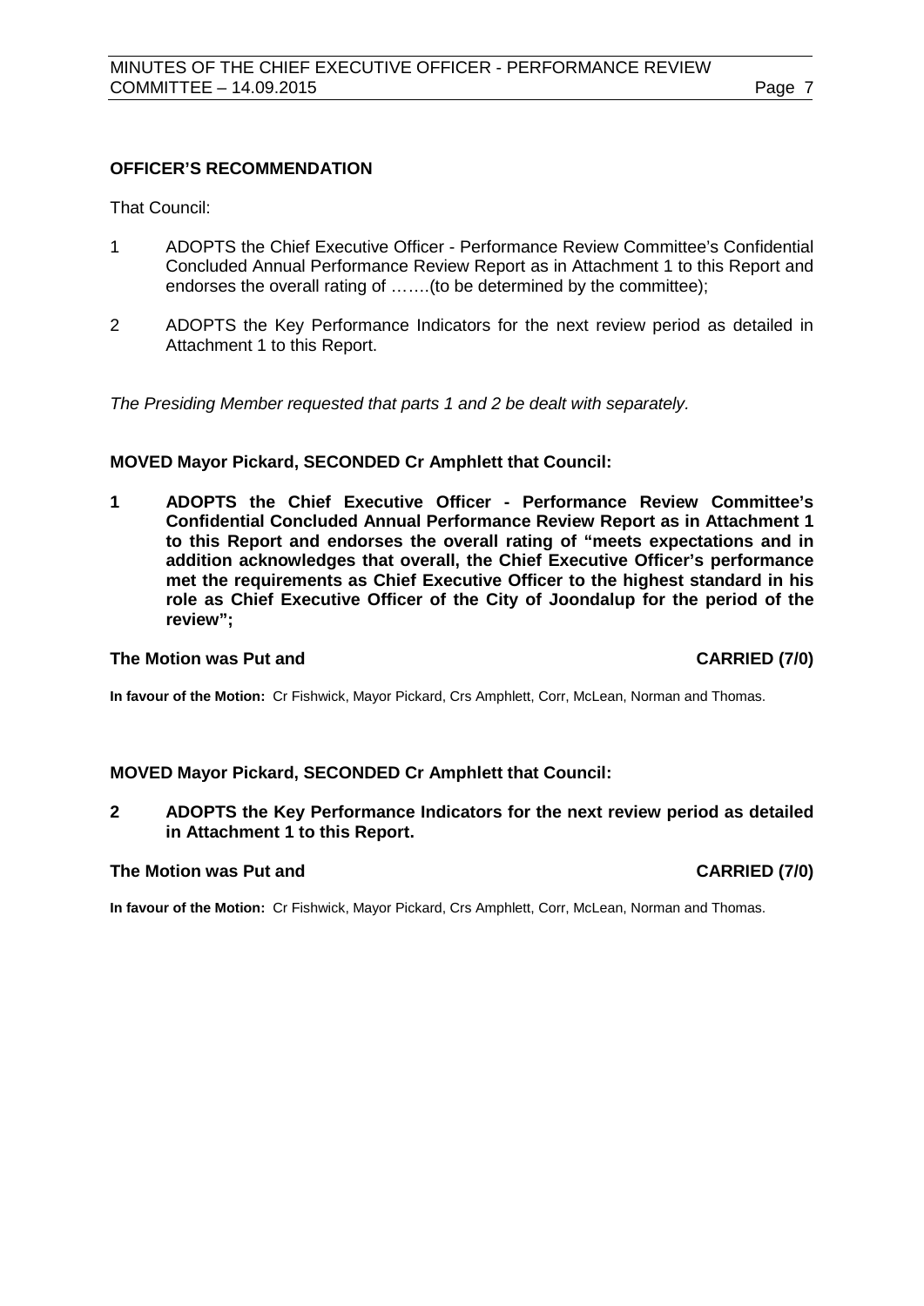**OFFICER'S RECOMMENDATION**

That Council:

1 ADOPTS the Chief Executive Officer - Performance Review Committee's Confidential Concluded Annual Performance Review Report as in Attachment 1 to this Report and endorses the overall rating of …….(to be determined by the committee);

2 ADOPTS the Key Performance Indicators for the next review period as detailed in Attachment 1 to this Report.

*The Presiding Member requested that parts 1 and 2 be dealt with separately.*

**MOVED Mayor Pickard, SECONDED Cr Amphlett that Council:**

**1 ADOPTS the Chief Executive Officer - Performance Review Committee's Confidential Concluded Annual Performance Review Report as in Attachment 1 to this Report and endorses the overall rating of "meets expectations and in addition acknowledges that overall, the Chief Executive Officer's performance met the requirements as Chief Executive Officer to the highest standard in his role as Chief Executive Officer of the City of Joondalup for the period of the review";**

**The Motion was Put and CARRIED (7/0)**

**In favour of the Motion:** Cr Fishwick, Mayor Pickard, Crs Amphlett, Corr, McLean, Norman and Thomas.

**MOVED Mayor Pickard, SECONDED Cr Amphlett that Council:**

**2 ADOPTS the Key Performance Indicators for the next review period as detailed in Attachment 1 to this Report.**

**The Motion was Put and CARRIED (7/0)**

**In favour of the Motion:** Cr Fishwick, Mayor Pickard, Crs Amphlett, Corr, McLean, Norman and Thomas.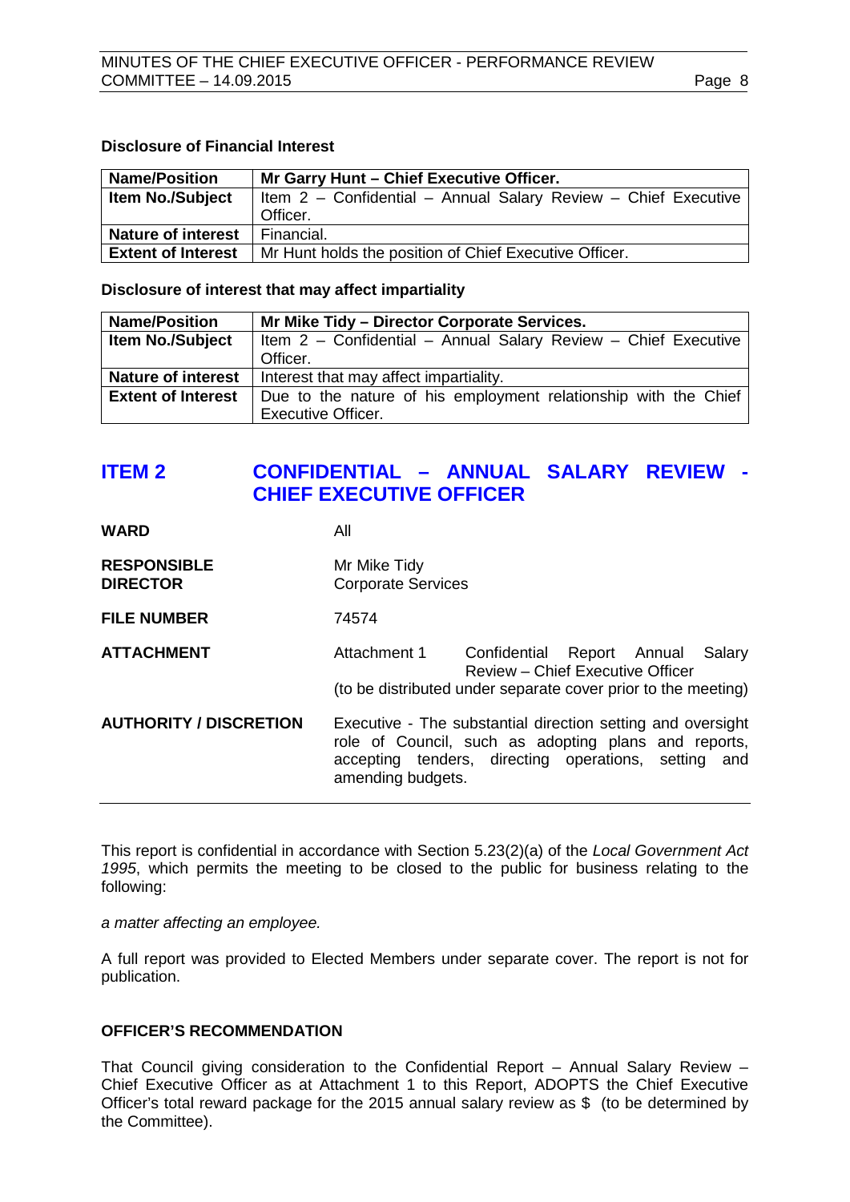**Disclosure of Financial Interest**

| Name/Position | Mr Garry Hunt – Chief Executive Officer. |
|---|---|
| Item No./Subject | Item 2 – Confidential – Annual Salary Review – Chief Executive Officer. |
| Nature of interest | Financial. |
| Extent of Interest | Mr Hunt holds the position of Chief Executive Officer. |

**Disclosure of interest that may affect impartiality**

| Name/Position | Mr Mike Tidy – Director Corporate Services. |
|---|---|
| Item No./Subject | Item 2 – Confidential – Annual Salary Review – Chief Executive Officer. |
| Nature of interest | Interest that may affect impartiality. |
| Extent of Interest | Due to the nature of his employment relationship with the Chief Executive Officer. |

## ITEM 2 CONFIDENTIAL – ANNUAL SALARY REVIEW - CHIEF EXECUTIVE OFFICER

**WARD** All

**RESPONSIBLE DIRECTOR** Mr Mike Tidy
Corporate Services

**FILE NUMBER** 74574

**ATTACHMENT** Attachment 1 Confidential Report Annual Salary Review – Chief Executive Officer
(to be distributed under separate cover prior to the meeting)

**AUTHORITY / DISCRETION** Executive - The substantial direction setting and oversight role of Council, such as adopting plans and reports, accepting tenders, directing operations, setting and amending budgets.

---

This report is confidential in accordance with Section 5.23(2)(a) of the *Local Government Act 1995*, which permits the meeting to be closed to the public for business relating to the following:

*a matter affecting an employee.*

A full report was provided to Elected Members under separate cover. The report is not for publication.

**OFFICER'S RECOMMENDATION**

That Council giving consideration to the Confidential Report – Annual Salary Review – Chief Executive Officer as at Attachment 1 to this Report, ADOPTS the Chief Executive Officer's total reward package for the 2015 annual salary review as $ (to be determined by the Committee).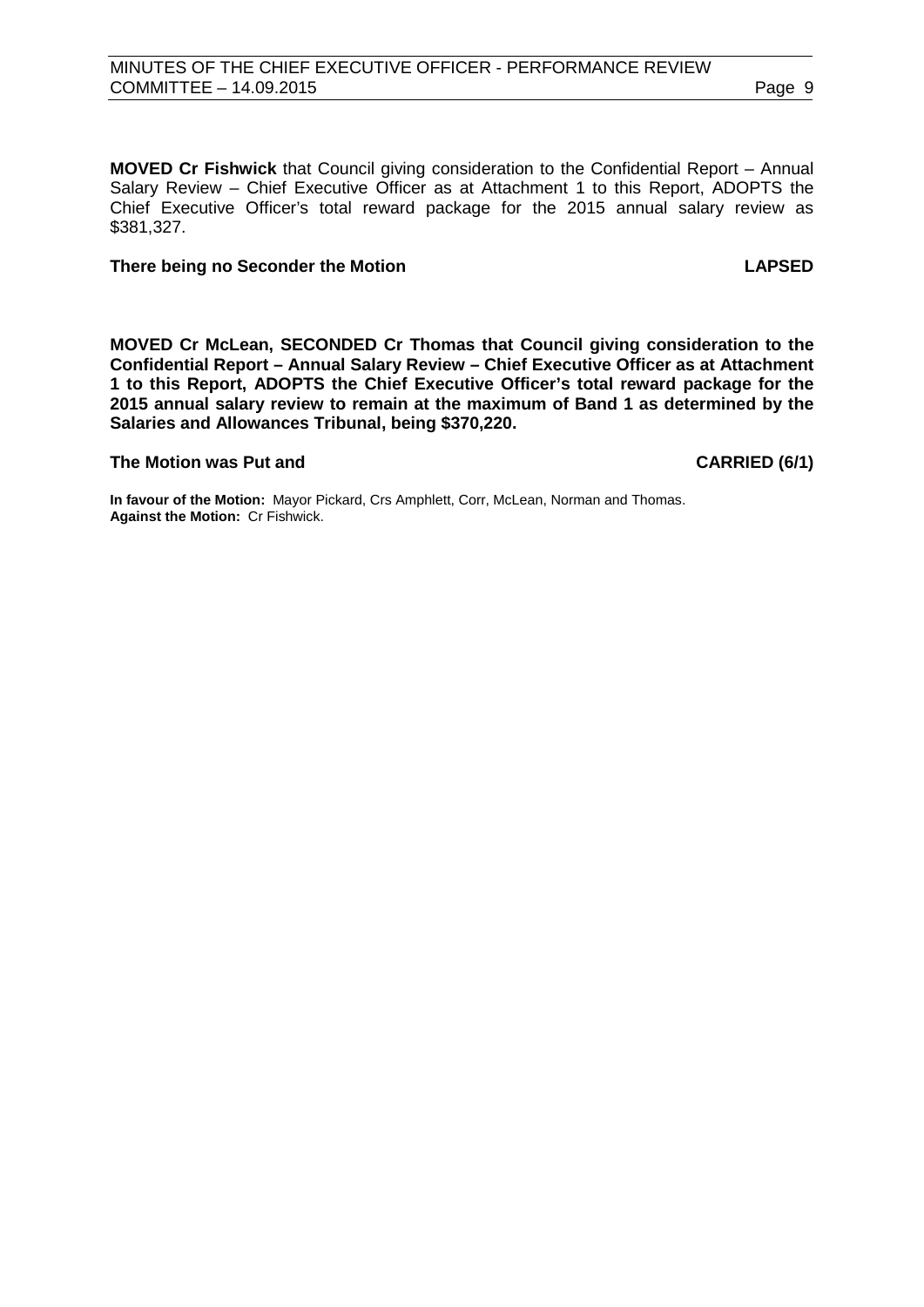**MOVED Cr Fishwick** that Council giving consideration to the Confidential Report – Annual Salary Review – Chief Executive Officer as at Attachment 1 to this Report, ADOPTS the Chief Executive Officer's total reward package for the 2015 annual salary review as $381,327.

**There being no Seconder the Motion LAPSED**

**MOVED Cr McLean, SECONDED Cr Thomas that Council giving consideration to the Confidential Report – Annual Salary Review – Chief Executive Officer as at Attachment 1 to this Report, ADOPTS the Chief Executive Officer's total reward package for the 2015 annual salary review to remain at the maximum of Band 1 as determined by the Salaries and Allowances Tribunal, being $370,220.**

**The Motion was Put and CARRIED (6/1)**

**In favour of the Motion:** Mayor Pickard, Crs Amphlett, Corr, McLean, Norman and Thomas.
**Against the Motion:** Cr Fishwick.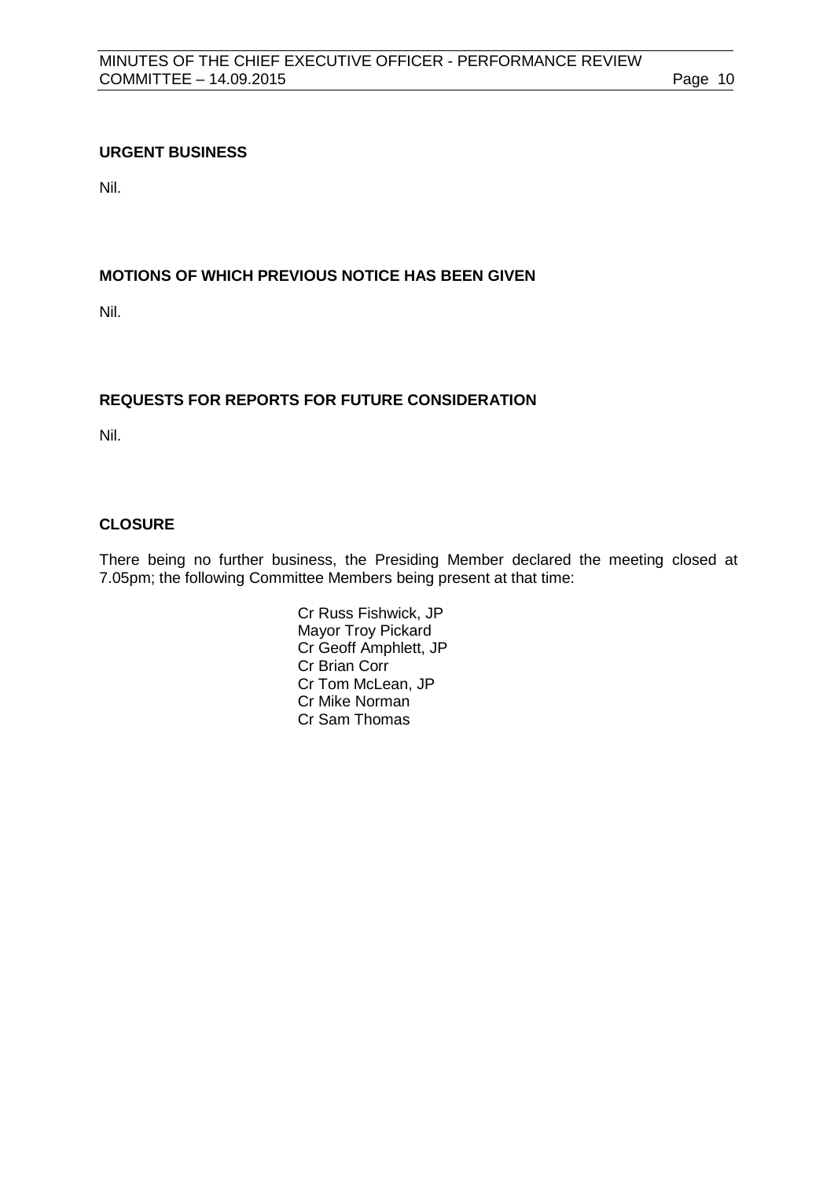**URGENT BUSINESS**

Nil.

**MOTIONS OF WHICH PREVIOUS NOTICE HAS BEEN GIVEN**

Nil.

**REQUESTS FOR REPORTS FOR FUTURE CONSIDERATION**

Nil.

**CLOSURE**

There being no further business, the Presiding Member declared the meeting closed at 7.05pm; the following Committee Members being present at that time:

Cr Russ Fishwick, JP
Mayor Troy Pickard
Cr Geoff Amphlett, JP
Cr Brian Corr
Cr Tom McLean, JP
Cr Mike Norman
Cr Sam Thomas